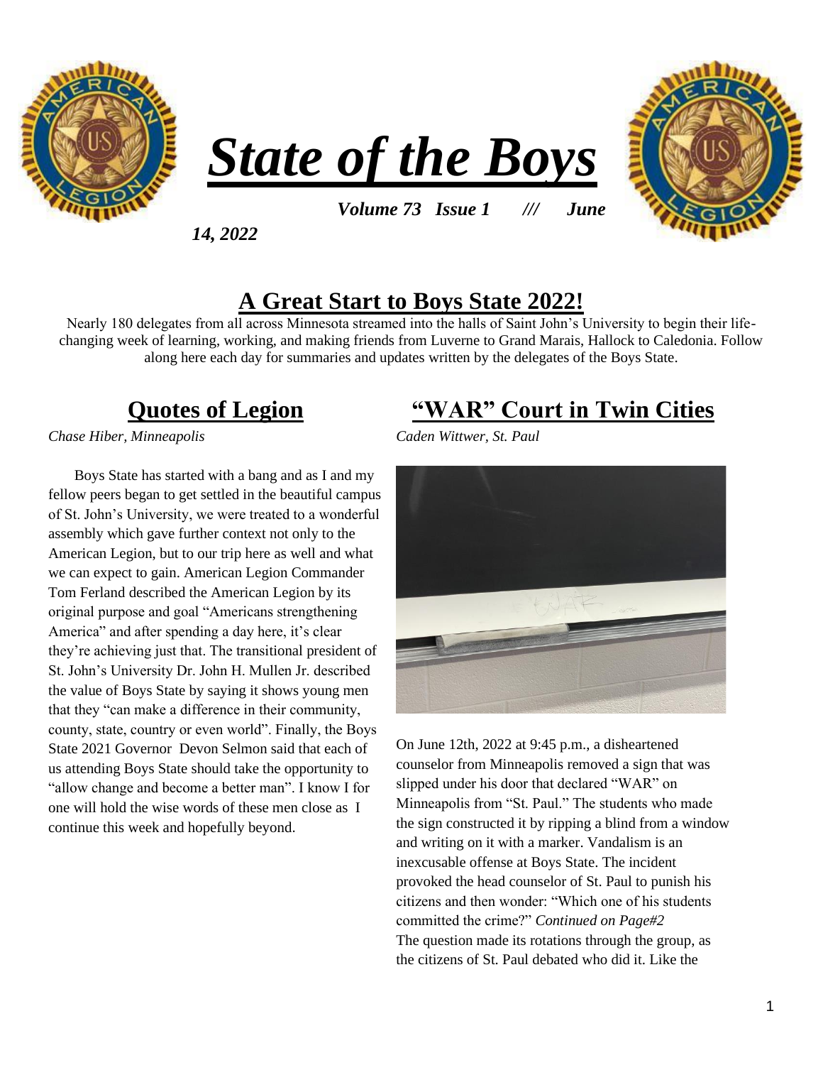# *State of the Boys*

***Volume 73 Issue 1 /// June 14, 2022***

## A Great Start to Boys State 2022!

Nearly 180 delegates from all across Minnesota streamed into the halls of Saint John's University to begin their life-changing week of learning, working, and making friends from Luverne to Grand Marais, Hallock to Caledonia. Follow along here each day for summaries and updates written by the delegates of the Boys State.

## Quotes of Legion

*Chase Hiber, Minneapolis*

Boys State has started with a bang and as I and my fellow peers began to get settled in the beautiful campus of St. John's University, we were treated to a wonderful assembly which gave further context not only to the American Legion, but to our trip here as well and what we can expect to gain. American Legion Commander Tom Ferland described the American Legion by its original purpose and goal "Americans strengthening America" and after spending a day here, it's clear they're achieving just that. The transitional president of St. John's University Dr. John H. Mullen Jr. described the value of Boys State by saying it shows young men that they "can make a difference in their community, county, state, country or even world". Finally, the Boys State 2021 Governor Devon Selmon said that each of us attending Boys State should take the opportunity to "allow change and become a better man". I know I for one will hold the wise words of these men close as I continue this week and hopefully beyond.

## "WAR" Court in Twin Cities

*Caden Wittwer, St. Paul*

On June 12th, 2022 at 9:45 p.m., a disheartened counselor from Minneapolis removed a sign that was slipped under his door that declared "WAR" on Minneapolis from "St. Paul." The students who made the sign constructed it by ripping a blind from a window and writing on it with a marker. Vandalism is an inexcusable offense at Boys State. The incident provoked the head counselor of St. Paul to punish his citizens and then wonder: "Which one of his students committed the crime?" *Continued on Page#2*

The question made its rotations through the group, as the citizens of St. Paul debated who did it. Like the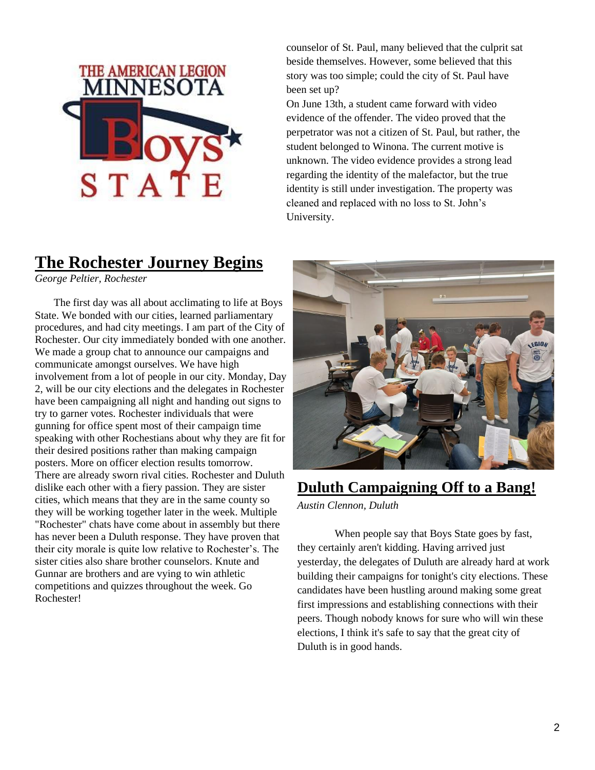counselor of St. Paul, many believed that the culprit sat beside themselves. However, some believed that this story was too simple; could the city of St. Paul have been set up?

On June 13th, a student came forward with video evidence of the offender. The video proved that the perpetrator was not a citizen of St. Paul, but rather, the student belonged to Winona. The current motive is unknown. The video evidence provides a strong lead regarding the identity of the malefactor, but the true identity is still under investigation. The property was cleaned and replaced with no loss to St. John's University.

## The Rochester Journey Begins

*George Peltier, Rochester*

The first day was all about acclimating to life at Boys State. We bonded with our cities, learned parliamentary procedures, and had city meetings. I am part of the City of Rochester. Our city immediately bonded with one another. We made a group chat to announce our campaigns and communicate amongst ourselves. We have high involvement from a lot of people in our city. Monday, Day 2, will be our city elections and the delegates in Rochester have been campaigning all night and handing out signs to try to garner votes. Rochester individuals that were gunning for office spent most of their campaign time speaking with other Rochestians about why they are fit for their desired positions rather than making campaign posters. More on officer election results tomorrow. There are already sworn rival cities. Rochester and Duluth dislike each other with a fiery passion. They are sister cities, which means that they are in the same county so they will be working together later in the week. Multiple "Rochester" chats have come about in assembly but there has never been a Duluth response. They have proven that their city morale is quite low relative to Rochester's. The sister cities also share brother counselors. Knute and Gunnar are brothers and are vying to win athletic competitions and quizzes throughout the week. Go Rochester!

## Duluth Campaigning Off to a Bang!

*Austin Clennon, Duluth*

When people say that Boys State goes by fast, they certainly aren't kidding. Having arrived just yesterday, the delegates of Duluth are already hard at work building their campaigns for tonight's city elections. These candidates have been hustling around making some great first impressions and establishing connections with their peers. Though nobody knows for sure who will win these elections, I think it's safe to say that the great city of Duluth is in good hands.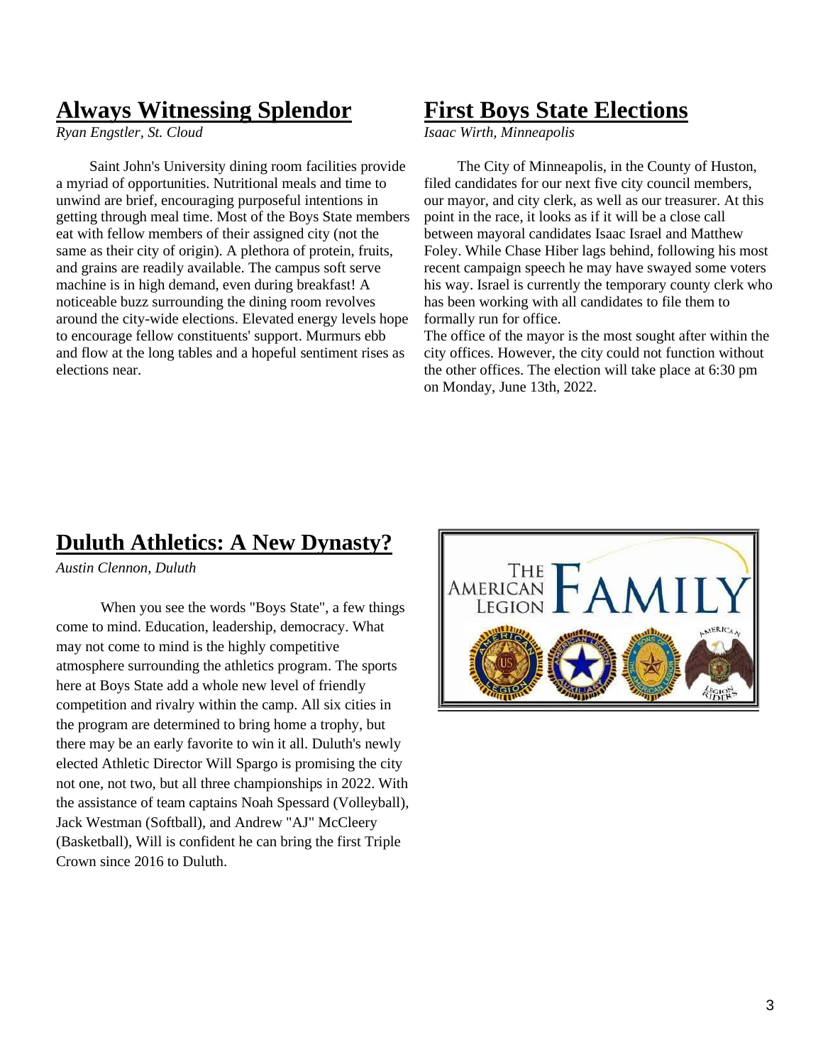## Always Witnessing Splendor

*Ryan Engstler, St. Cloud*

Saint John's University dining room facilities provide a myriad of opportunities. Nutritional meals and time to unwind are brief, encouraging purposeful intentions in getting through meal time. Most of the Boys State members eat with fellow members of their assigned city (not the same as their city of origin). A plethora of protein, fruits, and grains are readily available. The campus soft serve machine is in high demand, even during breakfast! A noticeable buzz surrounding the dining room revolves around the city-wide elections. Elevated energy levels hope to encourage fellow constituents' support. Murmurs ebb and flow at the long tables and a hopeful sentiment rises as elections near.

## First Boys State Elections

*Isaac Wirth, Minneapolis*

The City of Minneapolis, in the County of Huston, filed candidates for our next five city council members, our mayor, and city clerk, as well as our treasurer. At this point in the race, it looks as if it will be a close call between mayoral candidates Isaac Israel and Matthew Foley. While Chase Hiber lags behind, following his most recent campaign speech he may have swayed some voters his way. Israel is currently the temporary county clerk who has been working with all candidates to file them to formally run for office.

The office of the mayor is the most sought after within the city offices. However, the city could not function without the other offices. The election will take place at 6:30 pm on Monday, June 13th, 2022.

## Duluth Athletics: A New Dynasty?

*Austin Clennon, Duluth*

When you see the words "Boys State", a few things come to mind. Education, leadership, democracy. What may not come to mind is the highly competitive atmosphere surrounding the athletics program. The sports here at Boys State add a whole new level of friendly competition and rivalry within the camp. All six cities in the program are determined to bring home a trophy, but there may be an early favorite to win it all. Duluth's newly elected Athletic Director Will Spargo is promising the city not one, not two, but all three championships in 2022. With the assistance of team captains Noah Spessard (Volleyball), Jack Westman (Softball), and Andrew "AJ" McCleery (Basketball), Will is confident he can bring the first Triple Crown since 2016 to Duluth.

THE AMERICAN LEGION FAMILY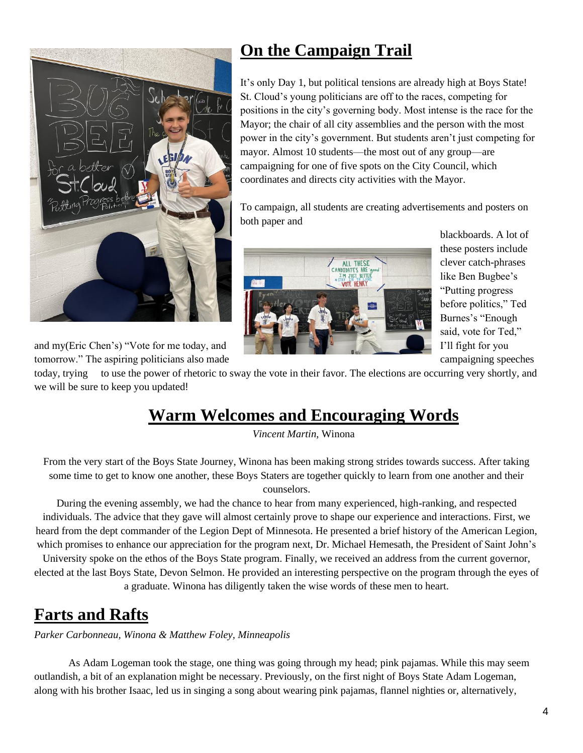## On the Campaign Trail

It's only Day 1, but political tensions are already high at Boys State! St. Cloud's young politicians are off to the races, competing for positions in the city's governing body. Most intense is the race for the Mayor; the chair of all city assemblies and the person with the most power in the city's government. But students aren't just competing for mayor. Almost 10 students—the most out of any group—are campaigning for one of five spots on the City Council, which coordinates and directs city activities with the Mayor.

To campaign, all students are creating advertisements and posters on both paper and blackboards. A lot of these posters include clever catch-phrases like Ben Bugbee's "Putting progress before politics," Ted Burnes's "Enough said, vote for Ted," and my(Eric Chen's) "Vote for me today, and I'll fight for you tomorrow." The aspiring politicians also made campaigning speeches today, trying to use the power of rhetoric to sway the vote in their favor. The elections are occurring very shortly, and we will be sure to keep you updated!

## Warm Welcomes and Encouraging Words

*Vincent Martin,* Winona

From the very start of the Boys State Journey, Winona has been making strong strides towards success. After taking some time to get to know one another, these Boys Staters are together quickly to learn from one another and their counselors.

During the evening assembly, we had the chance to hear from many experienced, high-ranking, and respected individuals. The advice that they gave will almost certainly prove to shape our experience and interactions. First, we heard from the dept commander of the Legion Dept of Minnesota. He presented a brief history of the American Legion, which promises to enhance our appreciation for the program next, Dr. Michael Hemesath, the President of Saint John's University spoke on the ethos of the Boys State program. Finally, we received an address from the current governor, elected at the last Boys State, Devon Selmon. He provided an interesting perspective on the program through the eyes of a graduate. Winona has diligently taken the wise words of these men to heart.

## Farts and Rafts

*Parker Carbonneau, Winona & Matthew Foley, Minneapolis*

As Adam Logeman took the stage, one thing was going through my head; pink pajamas. While this may seem outlandish, a bit of an explanation might be necessary. Previously, on the first night of Boys State Adam Logeman, along with his brother Isaac, led us in singing a song about wearing pink pajamas, flannel nighties or, alternatively,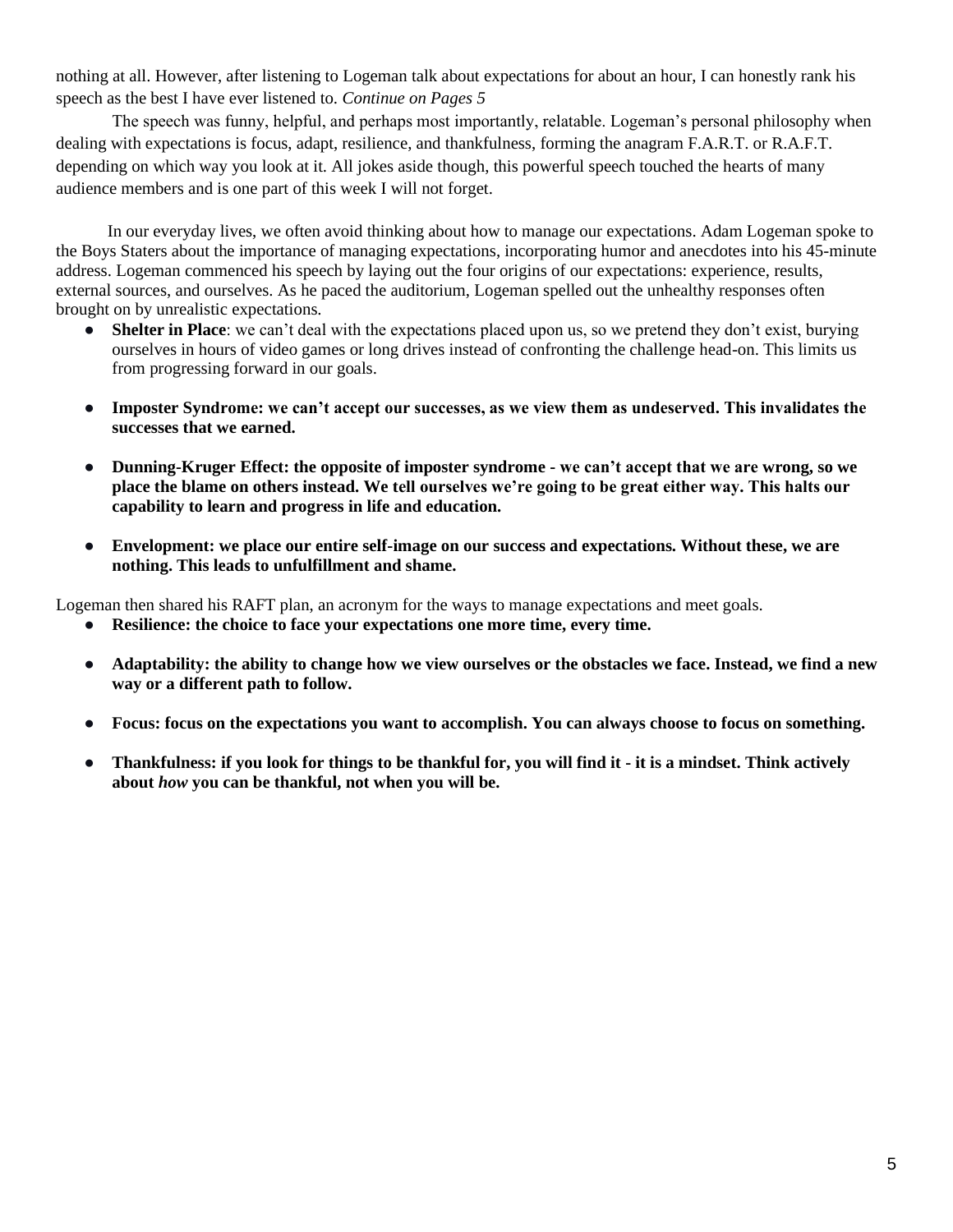nothing at all. However, after listening to Logeman talk about expectations for about an hour, I can honestly rank his speech as the best I have ever listened to. *Continue on Pages 5*

The speech was funny, helpful, and perhaps most importantly, relatable. Logeman's personal philosophy when dealing with expectations is focus, adapt, resilience, and thankfulness, forming the anagram F.A.R.T. or R.A.F.T. depending on which way you look at it. All jokes aside though, this powerful speech touched the hearts of many audience members and is one part of this week I will not forget.

In our everyday lives, we often avoid thinking about how to manage our expectations. Adam Logeman spoke to the Boys Staters about the importance of managing expectations, incorporating humor and anecdotes into his 45-minute address. Logeman commenced his speech by laying out the four origins of our expectations: experience, results, external sources, and ourselves. As he paced the auditorium, Logeman spelled out the unhealthy responses often brought on by unrealistic expectations.

- **Shelter in Place**: we can't deal with the expectations placed upon us, so we pretend they don't exist, burying ourselves in hours of video games or long drives instead of confronting the challenge head-on. This limits us from progressing forward in our goals.
- **Imposter Syndrome: we can't accept our successes, as we view them as undeserved. This invalidates the successes that we earned.**
- **Dunning-Kruger Effect: the opposite of imposter syndrome - we can't accept that we are wrong, so we place the blame on others instead. We tell ourselves we're going to be great either way. This halts our capability to learn and progress in life and education.**
- **Envelopment: we place our entire self-image on our success and expectations. Without these, we are nothing. This leads to unfulfillment and shame.**

Logeman then shared his RAFT plan, an acronym for the ways to manage expectations and meet goals.

- **Resilience: the choice to face your expectations one more time, every time.**
- **Adaptability: the ability to change how we view ourselves or the obstacles we face. Instead, we find a new way or a different path to follow.**
- **Focus: focus on the expectations you want to accomplish. You can always choose to focus on something.**
- **Thankfulness: if you look for things to be thankful for, you will find it - it is a mindset. Think actively about *how* you can be thankful, not when you will be.**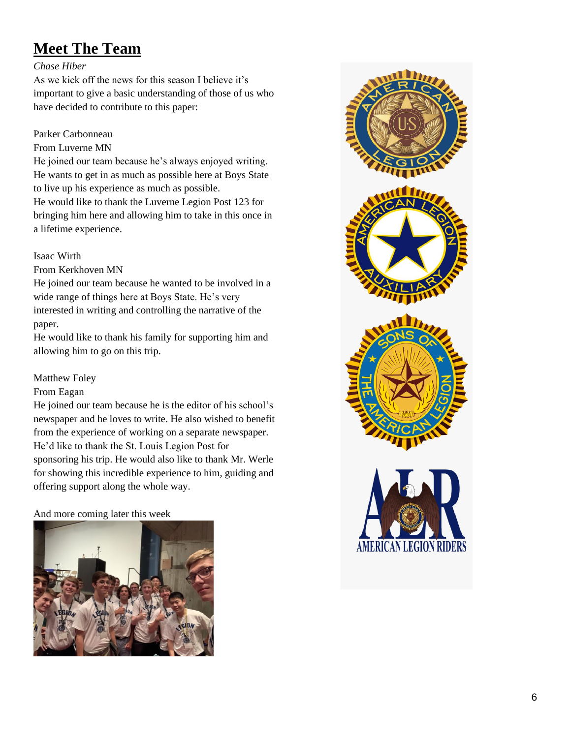# Meet The Team

*Chase Hiber*

As we kick off the news for this season I believe it's important to give a basic understanding of those of us who have decided to contribute to this paper:

Parker Carbonneau

From Luverne MN

He joined our team because he's always enjoyed writing. He wants to get in as much as possible here at Boys State to live up his experience as much as possible.

He would like to thank the Luverne Legion Post 123 for bringing him here and allowing him to take in this once in a lifetime experience.

Isaac Wirth

From Kerkhoven MN

He joined our team because he wanted to be involved in a wide range of things here at Boys State. He's very interested in writing and controlling the narrative of the paper.

He would like to thank his family for supporting him and allowing him to go on this trip.

Matthew Foley

From Eagan

He joined our team because he is the editor of his school's newspaper and he loves to write. He also wished to benefit from the experience of working on a separate newspaper. He'd like to thank the St. Louis Legion Post for sponsoring his trip. He would also like to thank Mr. Werle for showing this incredible experience to him, guiding and offering support along the whole way.

And more coming later this week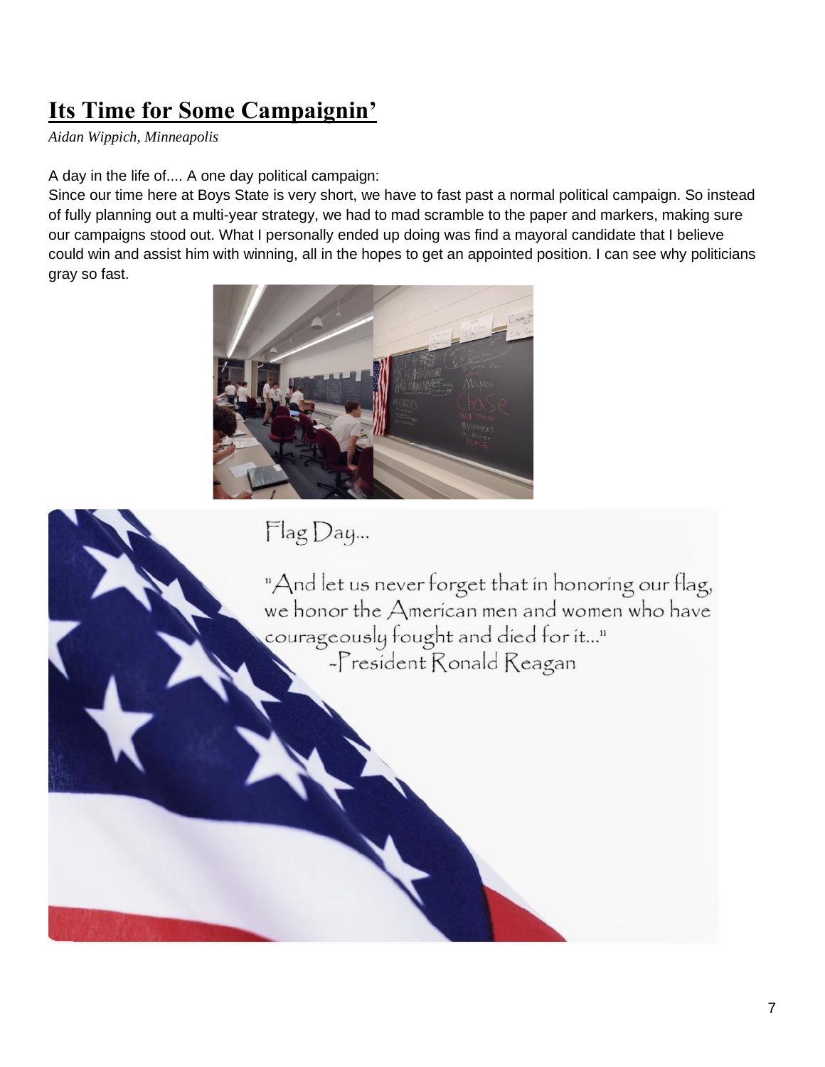## Its Time for Some Campaignin'

*Aidan Wippich, Minneapolis*

A day in the life of.... A one day political campaign:

Since our time here at Boys State is very short, we have to fast past a normal political campaign. So instead of fully planning out a multi-year strategy, we had to mad scramble to the paper and markers, making sure our campaigns stood out. What I personally ended up doing was find a mayoral candidate that I believe could win and assist him with winning, all in the hopes to get an appointed position. I can see why politicians gray so fast.

Flag Day...

"And let us never forget that in honoring our flag, we honor the American men and women who have courageously fought and died for it..."
-President Ronald Reagan